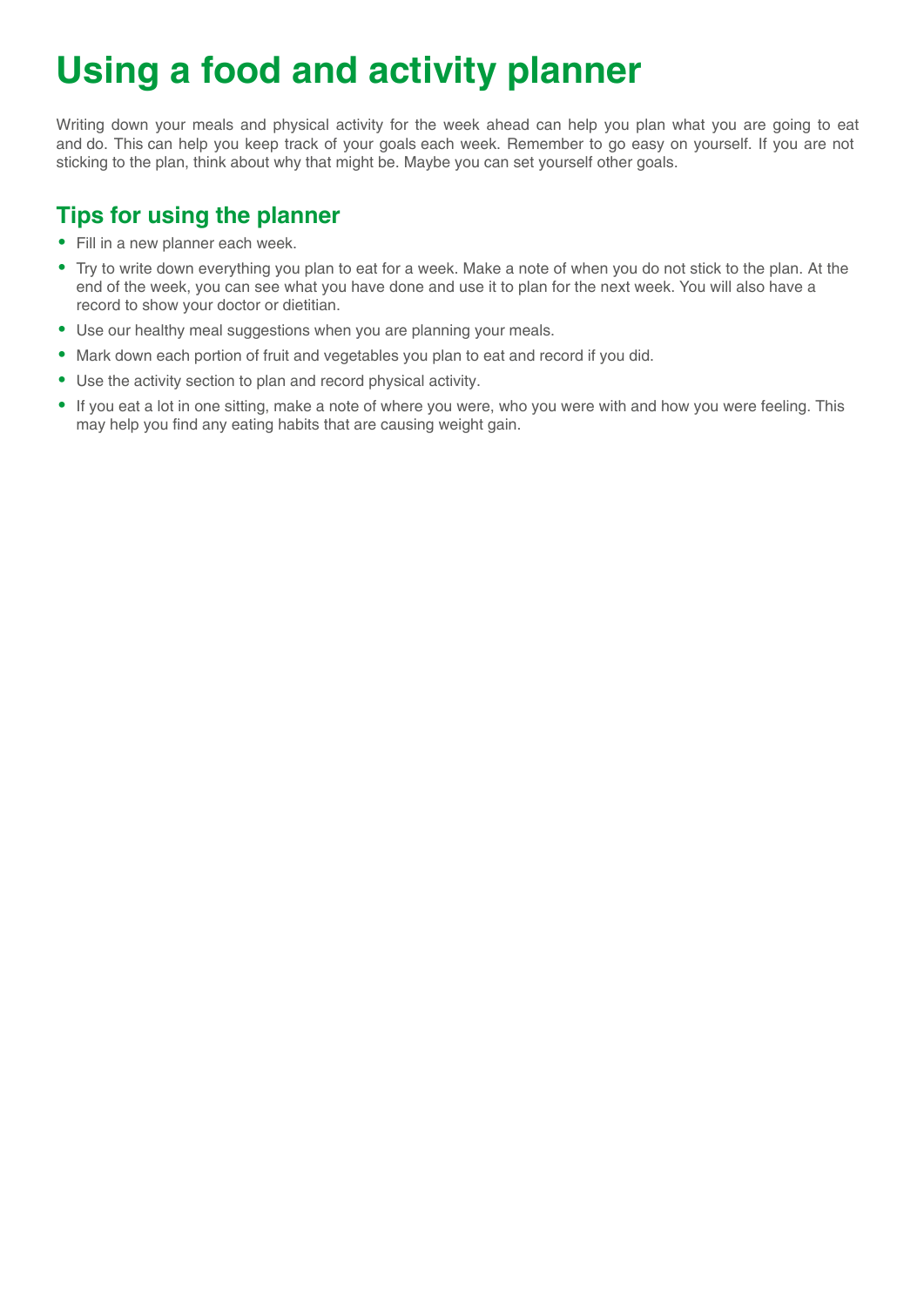# Using a food and activity planner

Writing down your meals and physical activity for the week ahead can help you plan what you are going to eat and do. This can help you keep track of your goals each week. Remember to go easy on yourself. If you are not sticking to the plan, think about why that might be. Maybe you can set yourself other goals.

## Tips for using the planner

- Fill in a new planner each week.
- Try to write down everything you plan to eat for a week. Make a note of when you do not stick to the plan. At the end of the week, you can see what you have done and use it to plan for the next week. You will also have a record to show your doctor or dietitian.
- Use our healthy meal suggestions when you are planning your meals.
- Mark down each portion of fruit and vegetables you plan to eat and record if you did.
- Use the activity section to plan and record physical activity.
- If you eat a lot in one sitting, make a note of where you were, who you were with and how you were feeling. This may help you find any eating habits that are causing weight gain.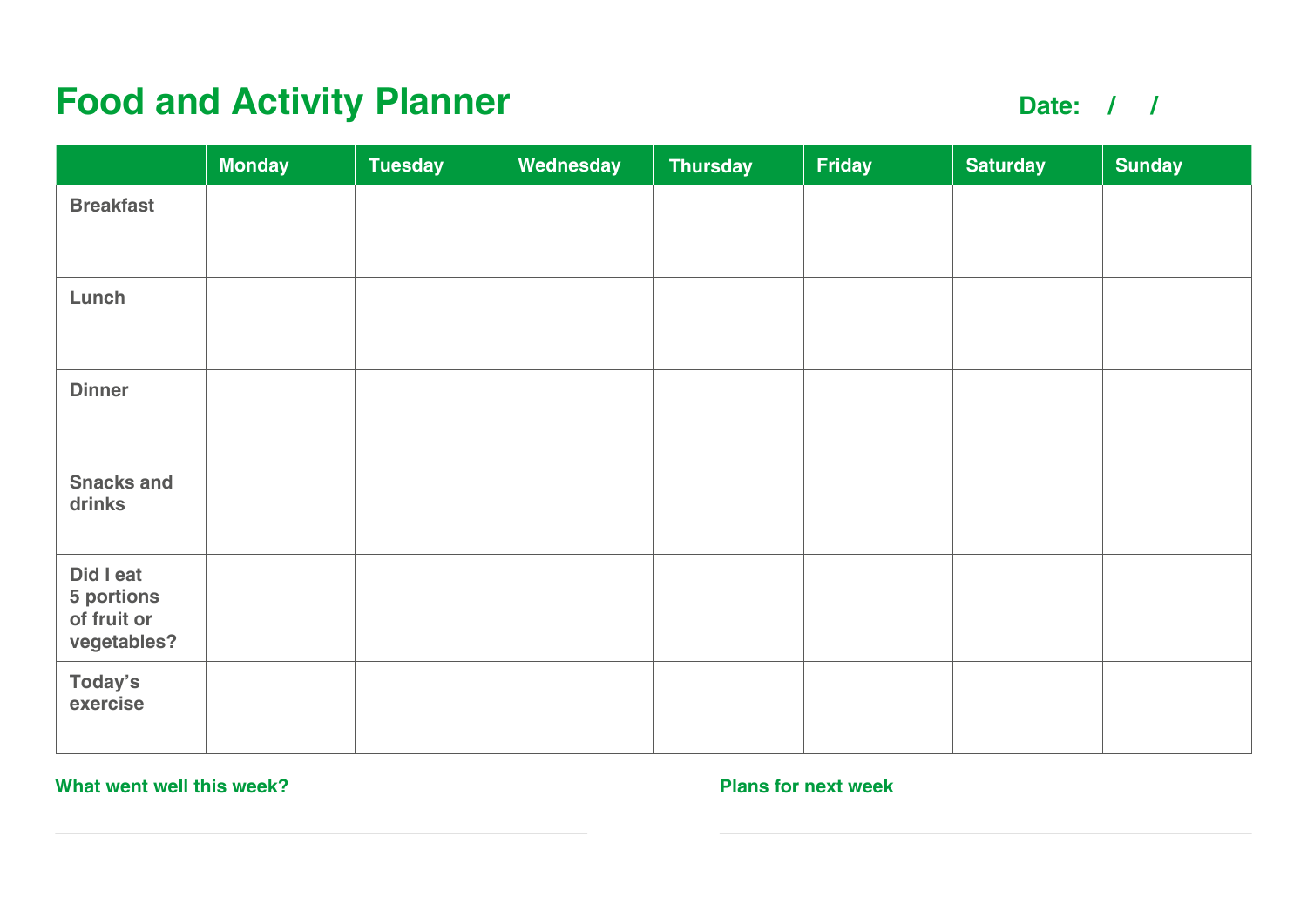# Food and Activity Planner

**Date: / /**

| | Monday | Tuesday | Wednesday | Thursday | Friday | Saturday | Sunday |
|---|---|---|---|---|---|---|---|
| **Breakfast** | | | | | | | |
| **Lunch** | | | | | | | |
| **Dinner** | | | | | | | |
| **Snacks and drinks** | | | | | | | |
| **Did I eat 5 portions of fruit or vegetables?** | | | | | | | |
| **Today's exercise** | | | | | | | |

**What went well this week?**

**Plans for next week**